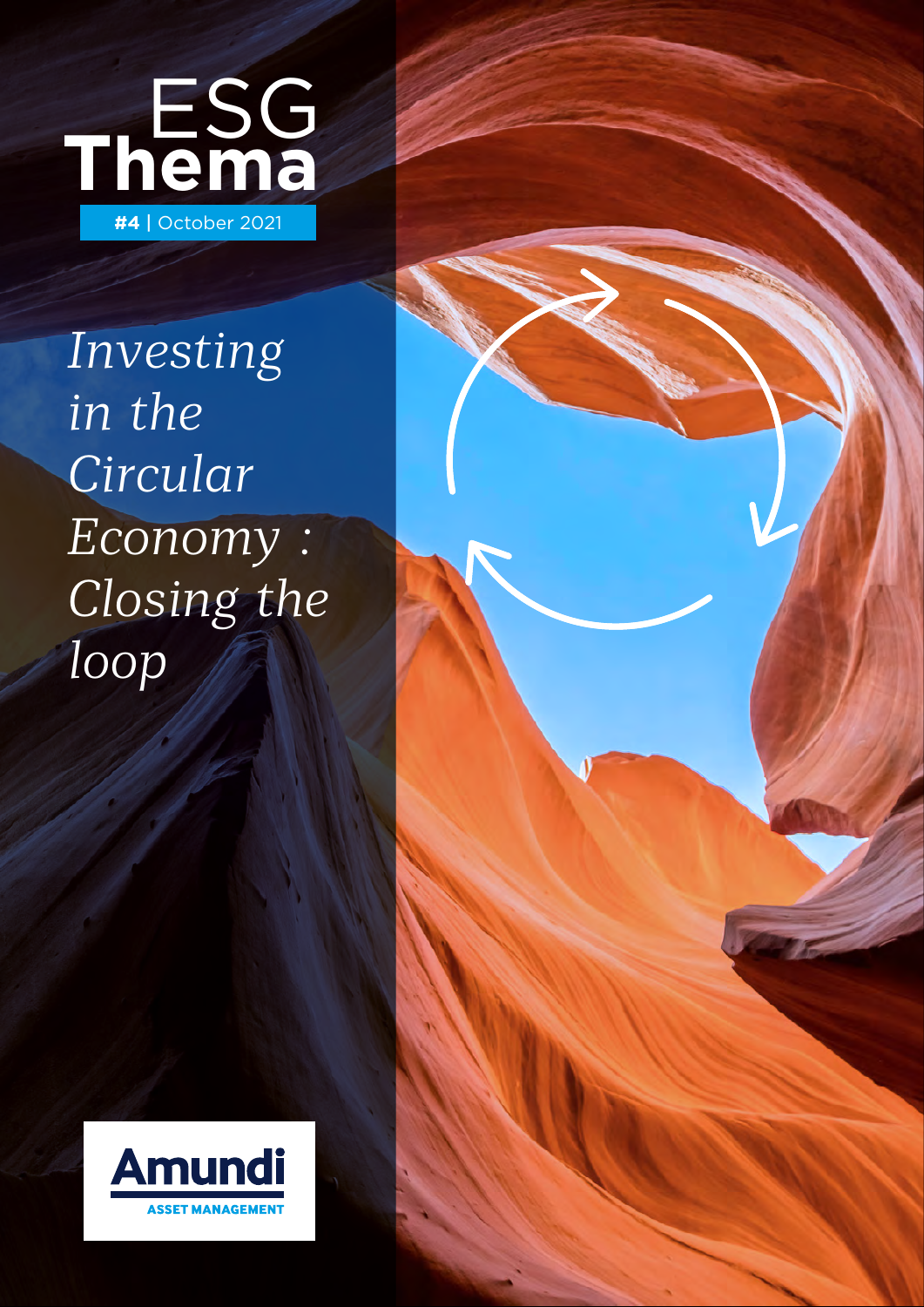# ESG Thema

**#4** | October 2021

*Investing in the Circular Economy : Closing the loop*

Amundi ASSET MANAGEMENT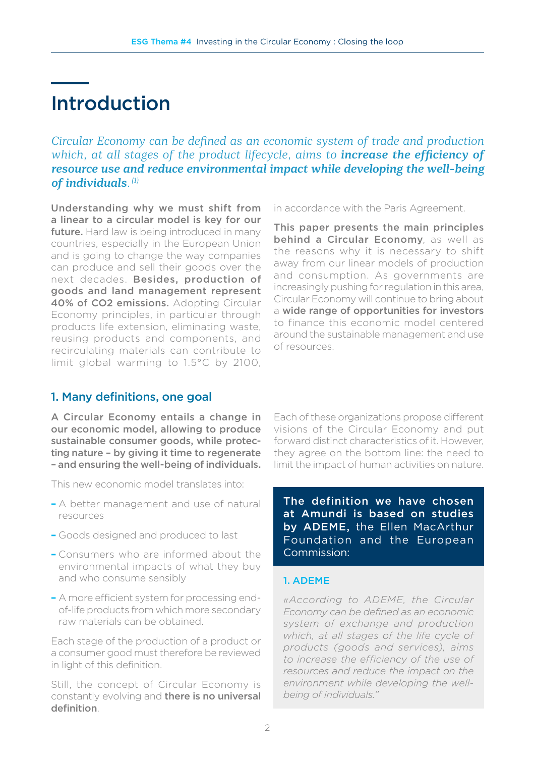# Introduction

*Circular Economy can be defined as an economic system of trade and production which, at all stages of the product lifecycle, aims to* ***increase the efficiency of resource use and reduce environmental impact while developing the well-being of individuals****.* [(1)]

**Understanding why we must shift from a linear to a circular model is key for our future.** Hard law is being introduced in many countries, especially in the European Union and is going to change the way companies can produce and sell their goods over the next decades. **Besides, production of goods and land management represent 40% of CO2 emissions.** Adopting Circular Economy principles, in particular through products life extension, eliminating waste, reusing products and components, and recirculating materials can contribute to limit global warming to 1.5°C by 2100, in accordance with the Paris Agreement.

**This paper presents the main principles behind a Circular Economy**, as well as the reasons why it is necessary to shift away from our linear models of production and consumption. As governments are increasingly pushing for regulation in this area, Circular Economy will continue to bring about a **wide range of opportunities for investors** to finance this economic model centered around the sustainable management and use of resources.

## 1. Many definitions, one goal

**A Circular Economy entails a change in our economic model, allowing to produce sustainable consumer goods, while protecting nature – by giving it time to regenerate – and ensuring the well-being of individuals.**

This new economic model translates into:

- A better management and use of natural resources
- Goods designed and produced to last
- Consumers who are informed about the environmental impacts of what they buy and who consume sensibly
- A more efficient system for processing end-of-life products from which more secondary raw materials can be obtained.

Each stage of the production of a product or a consumer good must therefore be reviewed in light of this definition.

Still, the concept of Circular Economy is constantly evolving and **there is no universal definition**.

Each of these organizations propose different visions of the Circular Economy and put forward distinct characteristics of it. However, they agree on the bottom line: the need to limit the impact of human activities on nature.

**The definition we have chosen at Amundi is based on studies by ADEME,** the Ellen MacArthur Foundation and the European Commission:

### 1. ADEME

*«According to ADEME, the Circular Economy can be defined as an economic system of exchange and production which, at all stages of the life cycle of products (goods and services), aims to increase the efficiency of the use of resources and reduce the impact on the environment while developing the well-being of individuals."*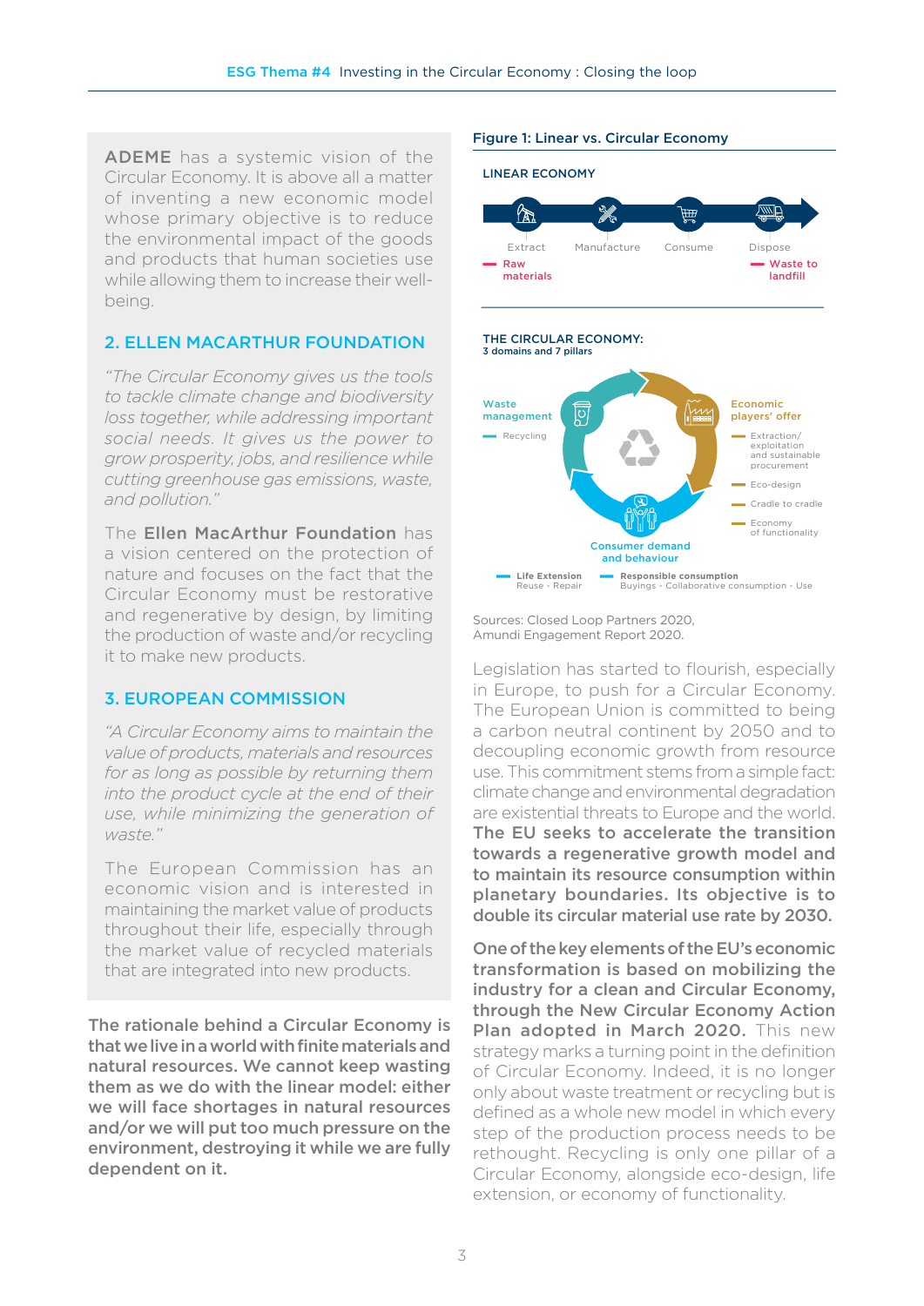**ADEME** has a systemic vision of the Circular Economy. It is above all a matter of inventing a new economic model whose primary objective is to reduce the environmental impact of the goods and products that human societies use while allowing them to increase their well-being.

## 2. ELLEN MACARTHUR FOUNDATION

*"The Circular Economy gives us the tools to tackle climate change and biodiversity loss together, while addressing important social needs. It gives us the power to grow prosperity, jobs, and resilience while cutting greenhouse gas emissions, waste, and pollution."*

The **Ellen MacArthur Foundation** has a vision centered on the protection of nature and focuses on the fact that the Circular Economy must be restorative and regenerative by design, by limiting the production of waste and/or recycling it to make new products.

## 3. EUROPEAN COMMISSION

*"A Circular Economy aims to maintain the value of products, materials and resources for as long as possible by returning them into the product cycle at the end of their use, while minimizing the generation of waste."*

The European Commission has an economic vision and is interested in maintaining the market value of products throughout their life, especially through the market value of recycled materials that are integrated into new products.

**The rationale behind a Circular Economy is that we live in a world with finite materials and natural resources. We cannot keep wasting them as we do with the linear model: either we will face shortages in natural resources and/or we will put too much pressure on the environment, destroying it while we are fully dependent on it.**

**Figure 1: Linear vs. Circular Economy**

LINEAR ECONOMY

Extract – Manufacture – Consume – Dispose

Raw materials → Waste to landfill

THE CIRCULAR ECONOMY:
3 domains and 7 pillars

- Waste management
  - Recycling
- Economic players' offer
  - Extraction/exploitation and sustainable procurement
  - Eco-design
  - Cradle to cradle
  - Economy of functionality
- Consumer demand and behaviour
  - Life Extension: Reuse - Repair
  - Responsible consumption: Buyings - Collaborative consumption - Use

Sources: Closed Loop Partners 2020, Amundi Engagement Report 2020.

Legislation has started to flourish, especially in Europe, to push for a Circular Economy. The European Union is committed to being a carbon neutral continent by 2050 and to decoupling economic growth from resource use. This commitment stems from a simple fact: climate change and environmental degradation are existential threats to Europe and the world. **The EU seeks to accelerate the transition towards a regenerative growth model and to maintain its resource consumption within planetary boundaries. Its objective is to double its circular material use rate by 2030.**

**One of the key elements of the EU's economic transformation is based on mobilizing the industry for a clean and Circular Economy, through the New Circular Economy Action Plan adopted in March 2020.** This new strategy marks a turning point in the definition of Circular Economy. Indeed, it is no longer only about waste treatment or recycling but is defined as a whole new model in which every step of the production process needs to be rethought. Recycling is only one pillar of a Circular Economy, alongside eco-design, life extension, or economy of functionality.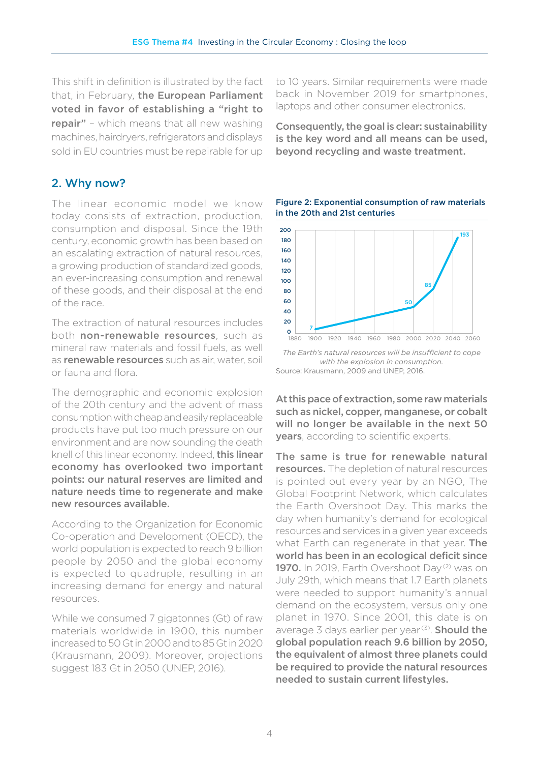This shift in definition is illustrated by the fact that, in February, **the European Parliament voted in favor of establishing a "right to repair"** – which means that all new washing machines, hairdryers, refrigerators and displays sold in EU countries must be repairable for up to 10 years. Similar requirements were made back in November 2019 for smartphones, laptops and other consumer electronics.

**Consequently, the goal is clear: sustainability is the key word and all means can be used, beyond recycling and waste treatment.**

## 2. Why now?

The linear economic model we know today consists of extraction, production, consumption and disposal. Since the 19th century, economic growth has been based on an escalating extraction of natural resources, a growing production of standardized goods, an ever-increasing consumption and renewal of these goods, and their disposal at the end of the race.

The extraction of natural resources includes both **non-renewable resources**, such as mineral raw materials and fossil fuels, as well as **renewable resources** such as air, water, soil or fauna and flora.

The demographic and economic explosion of the 20th century and the advent of mass consumption with cheap and easily replaceable products have put too much pressure on our environment and are now sounding the death knell of this linear economy. Indeed, **this linear economy has overlooked two important points: our natural reserves are limited and nature needs time to regenerate and make new resources available.**

According to the Organization for Economic Co-operation and Development (OECD), the world population is expected to reach 9 billion people by 2050 and the global economy is expected to quadruple, resulting in an increasing demand for energy and natural resources.

While we consumed 7 gigatonnes (Gt) of raw materials worldwide in 1900, this number increased to 50 Gt in 2000 and to 85 Gt in 2020 (Krausmann, 2009). Moreover, projections suggest 183 Gt in 2050 (UNEP, 2016).

**Figure 2: Exponential consumption of raw materials in the 20th and 21st centuries**

*The Earth's natural resources will be insufficient to cope with the explosion in consumption.*

Source: Krausmann, 2009 and UNEP, 2016.

**At this pace of extraction, some raw materials such as nickel, copper, manganese, or cobalt will no longer be available in the next 50 years**, according to scientific experts.

**The same is true for renewable natural resources.** The depletion of natural resources is pointed out every year by an NGO, The Global Footprint Network, which calculates the Earth Overshoot Day. This marks the day when humanity's demand for ecological resources and services in a given year exceeds what Earth can regenerate in that year. **The world has been in an ecological deficit since 1970.** In 2019, Earth Overshoot Day[2] was on July 29th, which means that 1.7 Earth planets were needed to support humanity's annual demand on the ecosystem, versus only one planet in 1970. Since 2001, this date is on average 3 days earlier per year[3]. **Should the global population reach 9.6 billion by 2050, the equivalent of almost three planets could be required to provide the natural resources needed to sustain current lifestyles.**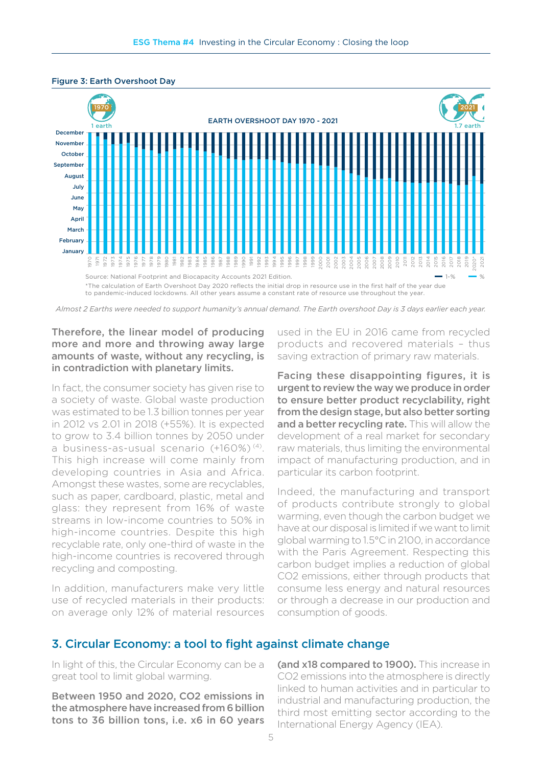Figure 3: Earth Overshoot Day

EARTH OVERSHOOT DAY 1970 - 2021

1970 — 1 earth; 2021 — 1.7 earth

Source: National Footprint and Biocapacity Accounts 2021 Edition.

*The calculation of Earth Overshoot Day 2020 reflects the initial drop in resource use in the first half of the year due to pandemic-induced lockdowns. All other years assume a constant rate of resource use throughout the year.

*Almost 2 Earths were needed to support humanity's annual demand. The Earth overshoot Day is 3 days earlier each year.*

**Therefore, the linear model of producing more and more and throwing away large amounts of waste, without any recycling, is in contradiction with planetary limits.**

In fact, the consumer society has given rise to a society of waste. Global waste production was estimated to be 1.3 billion tonnes per year in 2012 vs 2.01 in 2018 (+55%). It is expected to grow to 3.4 billion tonnes by 2050 under a business-as-usual scenario (+160%) [(4)]. This high increase will come mainly from developing countries in Asia and Africa. Amongst these wastes, some are recyclables, such as paper, cardboard, plastic, metal and glass: they represent from 16% of waste streams in low-income countries to 50% in high-income countries. Despite this high recyclable rate, only one-third of waste in the high-income countries is recovered through recycling and composting.

In addition, manufacturers make very little use of recycled materials in their products: on average only 12% of material resources used in the EU in 2016 came from recycled products and recovered materials – thus saving extraction of primary raw materials.

**Facing these disappointing figures, it is urgent to review the way we produce in order to ensure better product recyclability, right from the design stage, but also better sorting and a better recycling rate.** This will allow the development of a real market for secondary raw materials, thus limiting the environmental impact of manufacturing production, and in particular its carbon footprint.

Indeed, the manufacturing and transport of products contribute strongly to global warming, even though the carbon budget we have at our disposal is limited if we want to limit global warming to 1.5°C in 2100, in accordance with the Paris Agreement. Respecting this carbon budget implies a reduction of global $CO_2$ emissions, either through products that consume less energy and natural resources or through a decrease in our production and consumption of goods.

## 3. Circular Economy: a tool to fight against climate change

In light of this, the Circular Economy can be a great tool to limit global warming.

**Between 1950 and 2020, $CO_2$ emissions in the atmosphere have increased from 6 billion tons to 36 billion tons, i.e. x6 in 60 years (and x18 compared to 1900).** This increase in $CO_2$ emissions into the atmosphere is directly linked to human activities and in particular to industrial and manufacturing production, the third most emitting sector according to the International Energy Agency (IEA).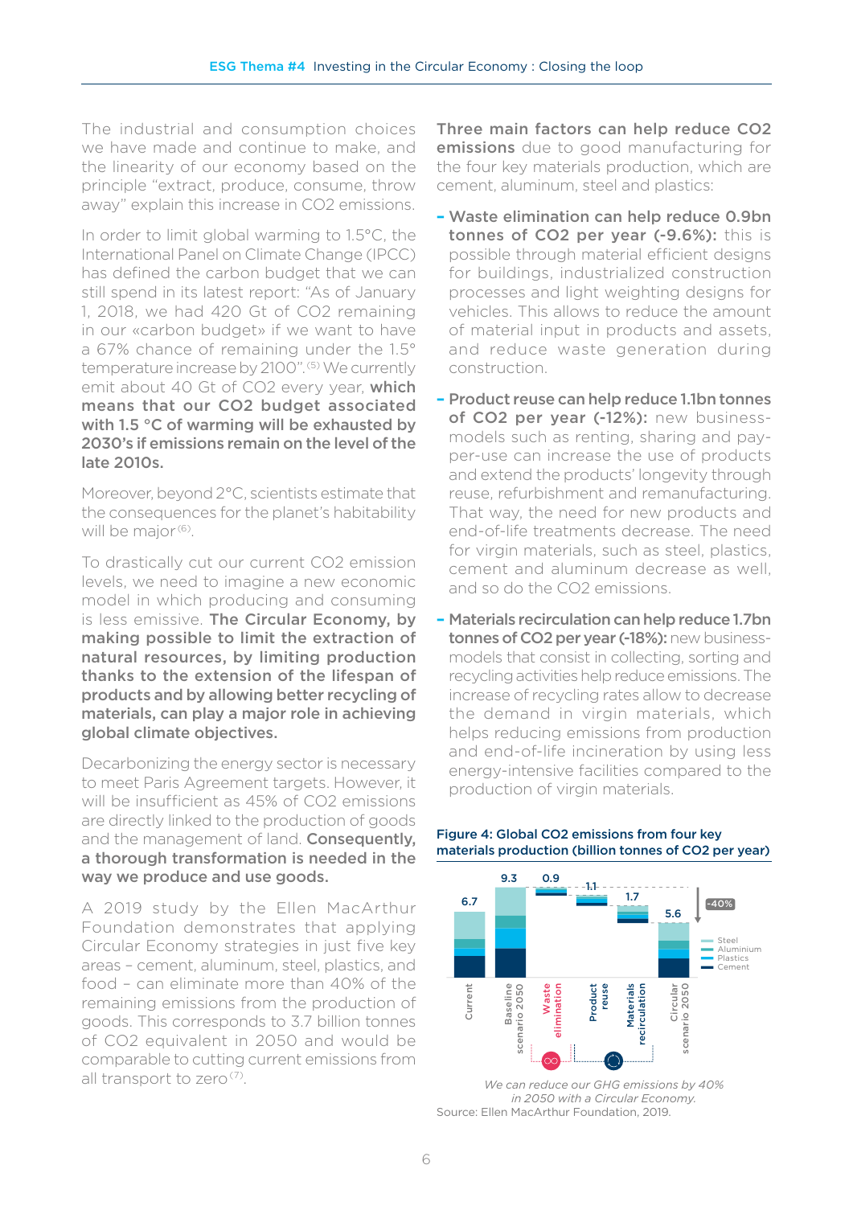The industrial and consumption choices we have made and continue to make, and the linearity of our economy based on the principle "extract, produce, consume, throw away" explain this increase in $CO_2$ emissions.

In order to limit global warming to 1.5°C, the International Panel on Climate Change (IPCC) has defined the carbon budget that we can still spend in its latest report: "As of January 1, 2018, we had 420 Gt of $CO_2$ remaining in our «carbon budget» if we want to have a 67% chance of remaining under the 1.5° temperature increase by 2100".[5] We currently emit about 40 Gt of $CO_2$ every year, **which means that our $CO_2$ budget associated with 1.5 °C of warming will be exhausted by 2030's if emissions remain on the level of the late 2010s.**

Moreover, beyond 2°C, scientists estimate that the consequences for the planet's habitability will be major[6].

To drastically cut our current $CO_2$ emission levels, we need to imagine a new economic model in which producing and consuming is less emissive. **The Circular Economy, by making possible to limit the extraction of natural resources, by limiting production thanks to the extension of the lifespan of products and by allowing better recycling of materials, can play a major role in achieving global climate objectives.**

Decarbonizing the energy sector is necessary to meet Paris Agreement targets. However, it will be insufficient as 45% of $CO_2$ emissions are directly linked to the production of goods and the management of land. **Consequently, a thorough transformation is needed in the way we produce and use goods.**

A 2019 study by the Ellen MacArthur Foundation demonstrates that applying Circular Economy strategies in just five key areas – cement, aluminum, steel, plastics, and food – can eliminate more than 40% of the remaining emissions from the production of goods. This corresponds to 3.7 billion tonnes of $CO_2$ equivalent in 2050 and would be comparable to cutting current emissions from all transport to zero[7].

**Three main factors can help reduce $CO_2$ emissions** due to good manufacturing for the four key materials production, which are cement, aluminum, steel and plastics:

- **Waste elimination can help reduce 0.9bn tonnes of $CO_2$ per year (-9.6%):** this is possible through material efficient designs for buildings, industrialized construction processes and light weighting designs for vehicles. This allows to reduce the amount of material input in products and assets, and reduce waste generation during construction.
- **Product reuse can help reduce 1.1bn tonnes of $CO_2$ per year (-12%):** new business-models such as renting, sharing and pay-per-use can increase the use of products and extend the products' longevity through reuse, refurbishment and remanufacturing. That way, the need for new products and end-of-life treatments decrease. The need for virgin materials, such as steel, plastics, cement and aluminum decrease as well, and so do the $CO_2$ emissions.
- **Materials recirculation can help reduce 1.7bn tonnes of $CO_2$ per year (-18%):** new business-models that consist in collecting, sorting and recycling activities help reduce emissions. The increase of recycling rates allow to decrease the demand in virgin materials, which helps reducing emissions from production and end-of-life incineration by using less energy-intensive facilities compared to the production of virgin materials.

**Figure 4: Global $CO_2$ emissions from four key materials production (billion tonnes of $CO_2$ per year)**

| Current | Baseline scenario 2050 | Waste elimination | Product reuse | Materials recirculation | Circular scenario 2050 |
|---|---|---|---|---|---|
| 6.7 | 9.3 | 0.9 | 1.1 | 1.7 | 5.6 |

-40%

Legend: Steel, Aluminium, Plastics, Cement

*We can reduce our GHG emissions by 40% in 2050 with a Circular Economy.*

Source: Ellen MacArthur Foundation, 2019.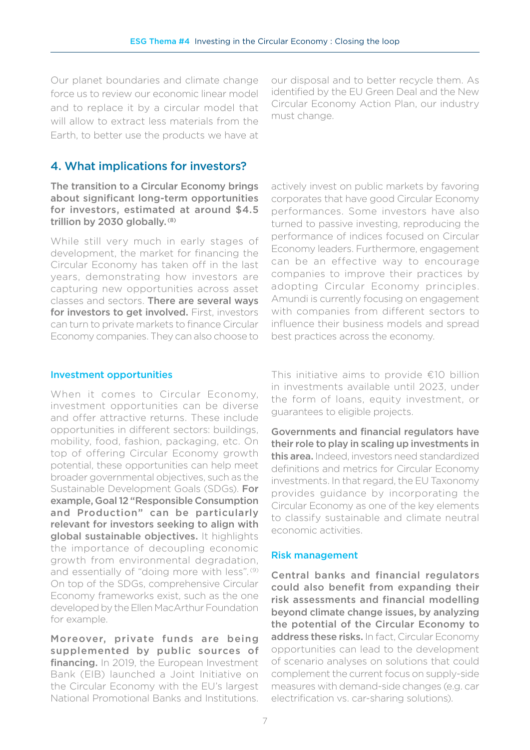Our planet boundaries and climate change force us to review our economic linear model and to replace it by a circular model that will allow to extract less materials from the Earth, to better use the products we have at our disposal and to better recycle them. As identified by the EU Green Deal and the New Circular Economy Action Plan, our industry must change.

## 4. What implications for investors?

**The transition to a Circular Economy brings about significant long-term opportunities for investors, estimated at around $4.5 trillion by 2030 globally.** [8]

While still very much in early stages of development, the market for financing the Circular Economy has taken off in the last years, demonstrating how investors are capturing new opportunities across asset classes and sectors. **There are several ways for investors to get involved.** First, investors can turn to private markets to finance Circular Economy companies. They can also choose to actively invest on public markets by favoring corporates that have good Circular Economy performances. Some investors have also turned to passive investing, reproducing the performance of indices focused on Circular Economy leaders. Furthermore, engagement can be an effective way to encourage companies to improve their practices by adopting Circular Economy principles. Amundi is currently focusing on engagement with companies from different sectors to influence their business models and spread best practices across the economy.

### Investment opportunities

When it comes to Circular Economy, investment opportunities can be diverse and offer attractive returns. These include opportunities in different sectors: buildings, mobility, food, fashion, packaging, etc. On top of offering Circular Economy growth potential, these opportunities can help meet broader governmental objectives, such as the Sustainable Development Goals (SDGs). **For example, Goal 12 "Responsible Consumption and Production" can be particularly relevant for investors seeking to align with global sustainable objectives.** It highlights the importance of decoupling economic growth from environmental degradation, and essentially of "doing more with less". [9] On top of the SDGs, comprehensive Circular Economy frameworks exist, such as the one developed by the Ellen MacArthur Foundation for example.

**Moreover, private funds are being supplemented by public sources of financing.** In 2019, the European Investment Bank (EIB) launched a Joint Initiative on the Circular Economy with the EU's largest National Promotional Banks and Institutions. This initiative aims to provide €10 billion in investments available until 2023, under the form of loans, equity investment, or guarantees to eligible projects.

**Governments and financial regulators have their role to play in scaling up investments in this area.** Indeed, investors need standardized definitions and metrics for Circular Economy investments. In that regard, the EU Taxonomy provides guidance by incorporating the Circular Economy as one of the key elements to classify sustainable and climate neutral economic activities.

### Risk management

**Central banks and financial regulators could also benefit from expanding their risk assessments and financial modelling beyond climate change issues, by analyzing the potential of the Circular Economy to address these risks.** In fact, Circular Economy opportunities can lead to the development of scenario analyses on solutions that could complement the current focus on supply-side measures with demand-side changes (e.g. car electrification vs. car-sharing solutions).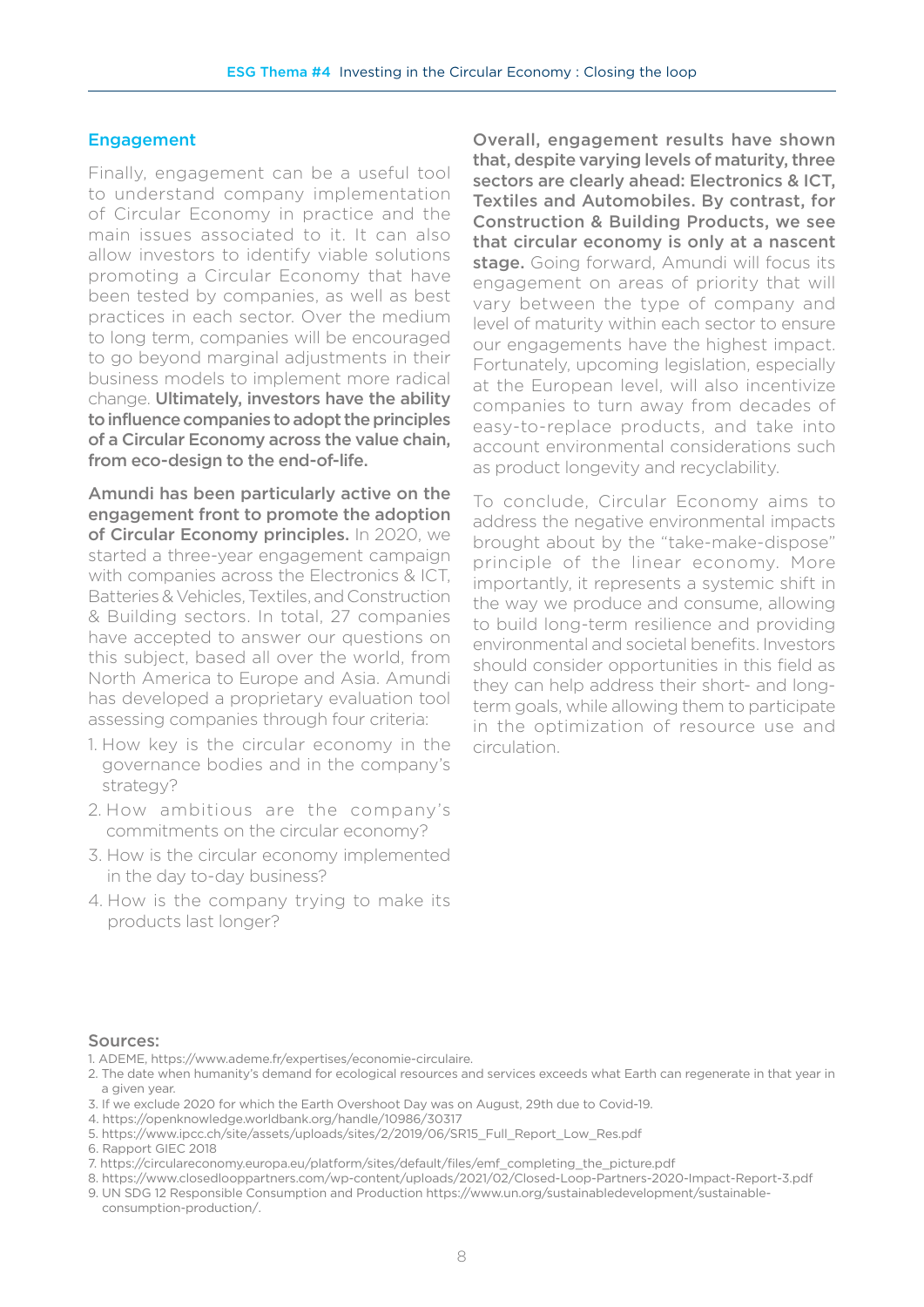## Engagement

Finally, engagement can be a useful tool to understand company implementation of Circular Economy in practice and the main issues associated to it. It can also allow investors to identify viable solutions promoting a Circular Economy that have been tested by companies, as well as best practices in each sector. Over the medium to long term, companies will be encouraged to go beyond marginal adjustments in their business models to implement more radical change. **Ultimately, investors have the ability to influence companies to adopt the principles of a Circular Economy across the value chain, from eco-design to the end-of-life.**

**Amundi has been particularly active on the engagement front to promote the adoption of Circular Economy principles.** In 2020, we started a three-year engagement campaign with companies across the Electronics & ICT, Batteries & Vehicles, Textiles, and Construction & Building sectors. In total, 27 companies have accepted to answer our questions on this subject, based all over the world, from North America to Europe and Asia. Amundi has developed a proprietary evaluation tool assessing companies through four criteria:

1. How key is the circular economy in the governance bodies and in the company's strategy?
2. How ambitious are the company's commitments on the circular economy?
3. How is the circular economy implemented in the day to-day business?
4. How is the company trying to make its products last longer?

**Overall, engagement results have shown that, despite varying levels of maturity, three sectors are clearly ahead: Electronics & ICT, Textiles and Automobiles. By contrast, for Construction & Building Products, we see that circular economy is only at a nascent stage.** Going forward, Amundi will focus its engagement on areas of priority that will vary between the type of company and level of maturity within each sector to ensure our engagements have the highest impact. Fortunately, upcoming legislation, especially at the European level, will also incentivize companies to turn away from decades of easy-to-replace products, and take into account environmental considerations such as product longevity and recyclability.

To conclude, Circular Economy aims to address the negative environmental impacts brought about by the "take-make-dispose" principle of the linear economy. More importantly, it represents a systemic shift in the way we produce and consume, allowing to build long-term resilience and providing environmental and societal benefits. Investors should consider opportunities in this field as they can help address their short- and long-term goals, while allowing them to participate in the optimization of resource use and circulation.

### Sources:

1. ADEME, https://www.ademe.fr/expertises/economie-circulaire.
2. The date when humanity's demand for ecological resources and services exceeds what Earth can regenerate in that year in a given year.
3. If we exclude 2020 for which the Earth Overshoot Day was on August, 29th due to Covid-19.
4. https://openknowledge.worldbank.org/handle/10986/30317
5. https://www.ipcc.ch/site/assets/uploads/sites/2/2019/06/SR15_Full_Report_Low_Res.pdf
6. Rapport GIEC 2018
7. https://circulareconomy.europa.eu/platform/sites/default/files/emf_completing_the_picture.pdf
8. https://www.closedlooppartners.com/wp-content/uploads/2021/02/Closed-Loop-Partners-2020-Impact-Report-3.pdf
9. UN SDG 12 Responsible Consumption and Production https://www.un.org/sustainabledevelopment/sustainable-consumption-production/.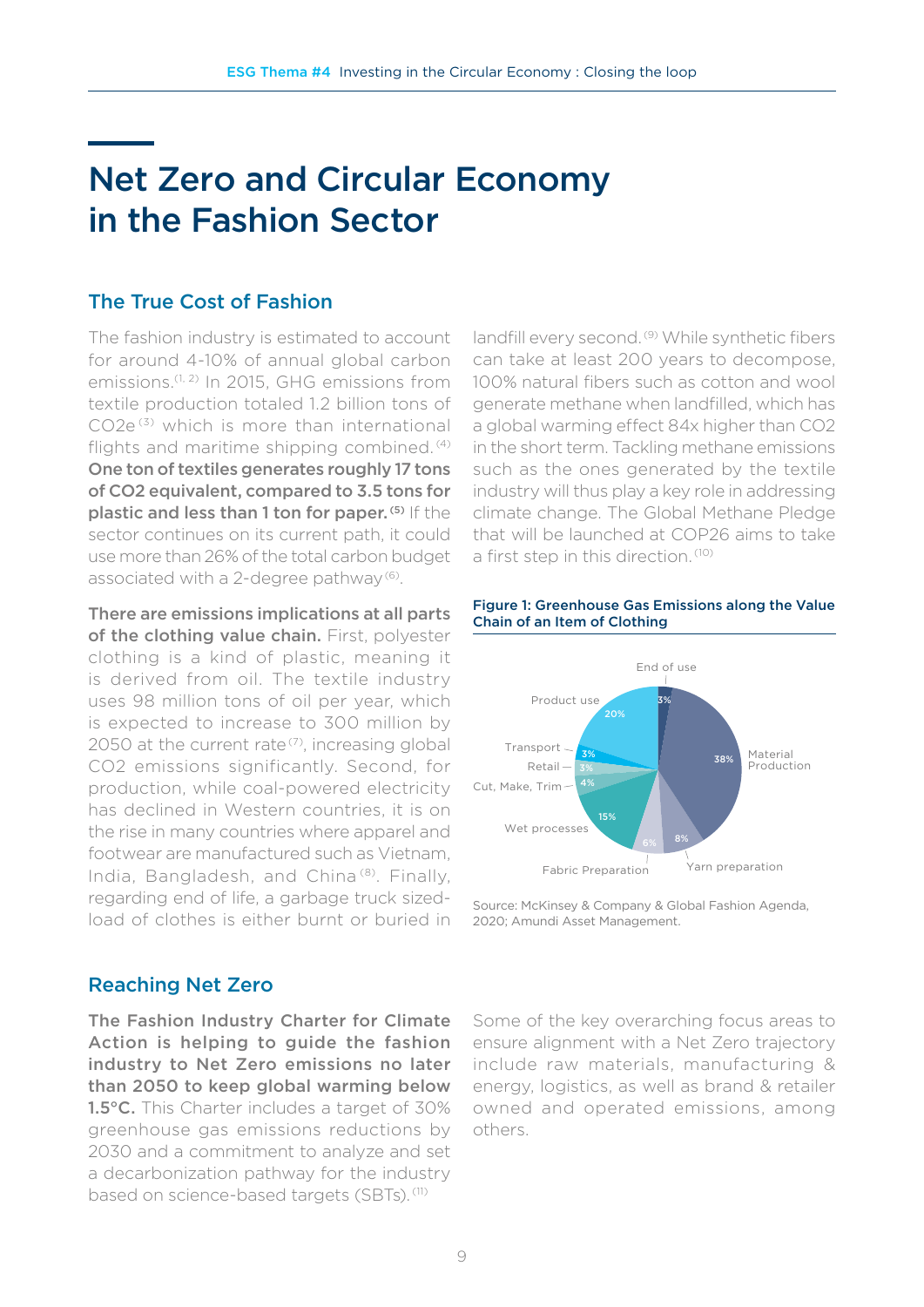# Net Zero and Circular Economy in the Fashion Sector

## The True Cost of Fashion

The fashion industry is estimated to account for around 4-10% of annual global carbon emissions.[1, 2] In 2015, GHG emissions from textile production totaled 1.2 billion tons of CO2e[3] which is more than international flights and maritime shipping combined.[4] **One ton of textiles generates roughly 17 tons of CO2 equivalent, compared to 3.5 tons for plastic and less than 1 ton for paper.**[5] If the sector continues on its current path, it could use more than 26% of the total carbon budget associated with a 2-degree pathway[6].

**There are emissions implications at all parts of the clothing value chain.** First, polyester clothing is a kind of plastic, meaning it is derived from oil. The textile industry uses 98 million tons of oil per year, which is expected to increase to 300 million by 2050 at the current rate[7], increasing global CO2 emissions significantly. Second, for production, while coal-powered electricity has declined in Western countries, it is on the rise in many countries where apparel and footwear are manufactured such as Vietnam, India, Bangladesh, and China[8]. Finally, regarding end of life, a garbage truck sized-load of clothes is either burnt or buried in landfill every second.[9] While synthetic fibers can take at least 200 years to decompose, 100% natural fibers such as cotton and wool generate methane when landfilled, which has a global warming effect 84x higher than CO2 in the short term. Tackling methane emissions such as the ones generated by the textile industry will thus play a key role in addressing climate change. The Global Methane Pledge that will be launched at COP26 aims to take a first step in this direction.[10]

**Figure 1: Greenhouse Gas Emissions along the Value Chain of an Item of Clothing**

| Stage | Share |
|---|---|
| End of use | 3% |
| Material Production | 38% |
| Yarn preparation | 8% |
| Fabric Preparation | 6% |
| Wet processes | 15% |
| Cut, Make, Trim | 4% |
| Retail | 3% |
| Transport | 3% |
| Product use | 20% |

Source: McKinsey & Company & Global Fashion Agenda, 2020; Amundi Asset Management.

## Reaching Net Zero

**The Fashion Industry Charter for Climate Action is helping to guide the fashion industry to Net Zero emissions no later than 2050 to keep global warming below 1.5°C.** This Charter includes a target of 30% greenhouse gas emissions reductions by 2030 and a commitment to analyze and set a decarbonization pathway for the industry based on science-based targets (SBTs).[11]

Some of the key overarching focus areas to ensure alignment with a Net Zero trajectory include raw materials, manufacturing & energy, logistics, as well as brand & retailer owned and operated emissions, among others.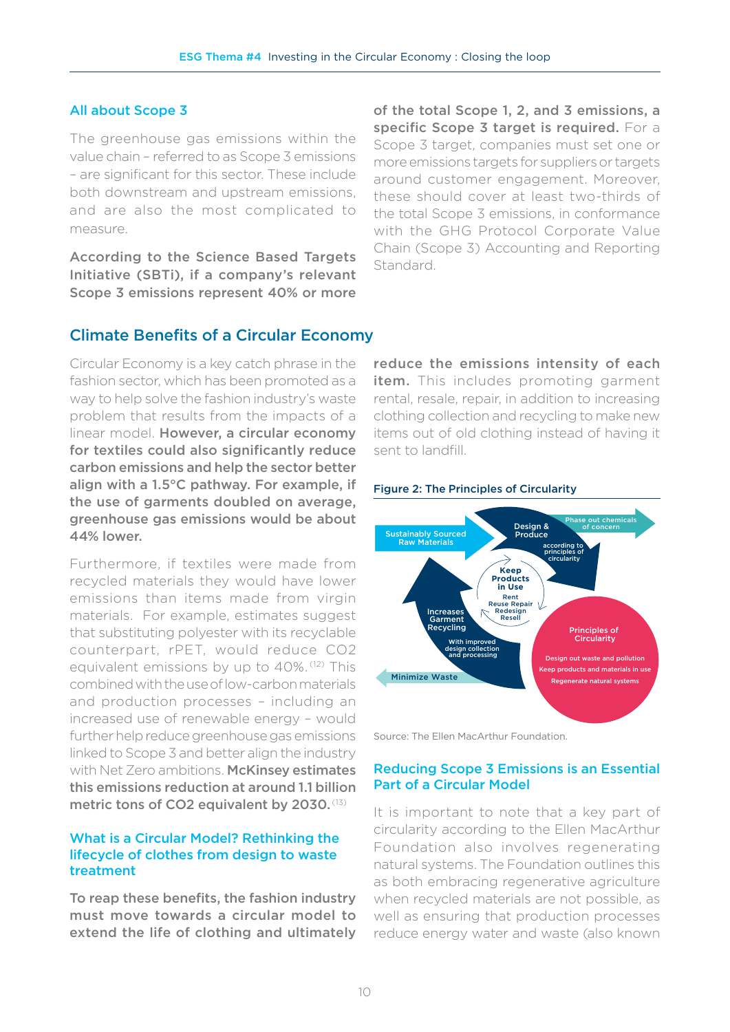## All about Scope 3

The greenhouse gas emissions within the value chain – referred to as Scope 3 emissions – are significant for this sector. These include both downstream and upstream emissions, and are also the most complicated to measure.

**According to the Science Based Targets Initiative (SBTi), if a company's relevant Scope 3 emissions represent 40% or more of the total Scope 1, 2, and 3 emissions, a specific Scope 3 target is required.** For a Scope 3 target, companies must set one or more emissions targets for suppliers or targets around customer engagement. Moreover, these should cover at least two-thirds of the total Scope 3 emissions, in conformance with the GHG Protocol Corporate Value Chain (Scope 3) Accounting and Reporting Standard.

## Climate Benefits of a Circular Economy

Circular Economy is a key catch phrase in the fashion sector, which has been promoted as a way to help solve the fashion industry's waste problem that results from the impacts of a linear model. **However, a circular economy for textiles could also significantly reduce carbon emissions and help the sector better align with a 1.5°C pathway. For example, if the use of garments doubled on average, greenhouse gas emissions would be about 44% lower.**

Furthermore, if textiles were made from recycled materials they would have lower emissions than items made from virgin materials. For example, estimates suggest that substituting polyester with its recyclable counterpart, rPET, would reduce CO2 equivalent emissions by up to 40%.[12] This combined with the use of low-carbon materials and production processes – including an increased use of renewable energy – would further help reduce greenhouse gas emissions linked to Scope 3 and better align the industry with Net Zero ambitions. **McKinsey estimates this emissions reduction at around 1.1 billion metric tons of CO2 equivalent by 2030.**[13]

### What is a Circular Model? Rethinking the lifecycle of clothes from design to waste treatment

**To reap these benefits, the fashion industry must move towards a circular model to extend the life of clothing and ultimately reduce the emissions intensity of each item.** This includes promoting garment rental, resale, repair, in addition to increasing clothing collection and recycling to make new items out of old clothing instead of having it sent to landfill.

**Figure 2: The Principles of Circularity**

Sustainably Sourced Raw Materials → Design & Produce (according to principles of circularity) → Phase out chemicals of concern

Keep Products in Use: Rent, Reuse, Repair, Redesign, Resell

Increases Garment Recycling (With improved design collection and processing) → Minimize Waste

Principles of Circularity: Design out waste and pollution; Keep products and materials in use; Regenerate natural systems

Source: The Ellen MacArthur Foundation.

### Reducing Scope 3 Emissions is an Essential Part of a Circular Model

It is important to note that a key part of circularity according to the Ellen MacArthur Foundation also involves regenerating natural systems. The Foundation outlines this as both embracing regenerative agriculture when recycled materials are not possible, as well as ensuring that production processes reduce energy water and waste (also known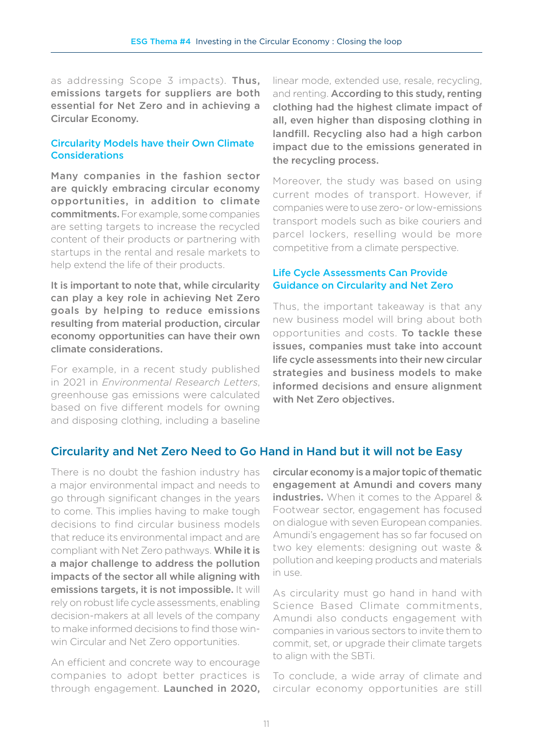as addressing Scope 3 impacts). **Thus, emissions targets for suppliers are both essential for Net Zero and in achieving a Circular Economy.**

### Circularity Models have their Own Climate Considerations

**Many companies in the fashion sector are quickly embracing circular economy opportunities, in addition to climate commitments.** For example, some companies are setting targets to increase the recycled content of their products or partnering with startups in the rental and resale markets to help extend the life of their products.

**It is important to note that, while circularity can play a key role in achieving Net Zero goals by helping to reduce emissions resulting from material production, circular economy opportunities can have their own climate considerations.**

For example, in a recent study published in 2021 in *Environmental Research Letters*, greenhouse gas emissions were calculated based on five different models for owning and disposing clothing, including a baseline linear mode, extended use, resale, recycling, and renting. **According to this study, renting clothing had the highest climate impact of all, even higher than disposing clothing in landfill. Recycling also had a high carbon impact due to the emissions generated in the recycling process.**

Moreover, the study was based on using current modes of transport. However, if companies were to use zero- or low-emissions transport models such as bike couriers and parcel lockers, reselling would be more competitive from a climate perspective.

### Life Cycle Assessments Can Provide Guidance on Circularity and Net Zero

Thus, the important takeaway is that any new business model will bring about both opportunities and costs. **To tackle these issues, companies must take into account life cycle assessments into their new circular strategies and business models to make informed decisions and ensure alignment with Net Zero objectives.**

## Circularity and Net Zero Need to Go Hand in Hand but it will not be Easy

There is no doubt the fashion industry has a major environmental impact and needs to go through significant changes in the years to come. This implies having to make tough decisions to find circular business models that reduce its environmental impact and are compliant with Net Zero pathways. **While it is a major challenge to address the pollution impacts of the sector all while aligning with emissions targets, it is not impossible.** It will rely on robust life cycle assessments, enabling decision-makers at all levels of the company to make informed decisions to find those win-win Circular and Net Zero opportunities.

An efficient and concrete way to encourage companies to adopt better practices is through engagement. **Launched in 2020, circular economy is a major topic of thematic engagement at Amundi and covers many industries.** When it comes to the Apparel & Footwear sector, engagement has focused on dialogue with seven European companies. Amundi's engagement has so far focused on two key elements: designing out waste & pollution and keeping products and materials in use.

As circularity must go hand in hand with Science Based Climate commitments, Amundi also conducts engagement with companies in various sectors to invite them to commit, set, or upgrade their climate targets to align with the SBTi.

To conclude, a wide array of climate and circular economy opportunities are still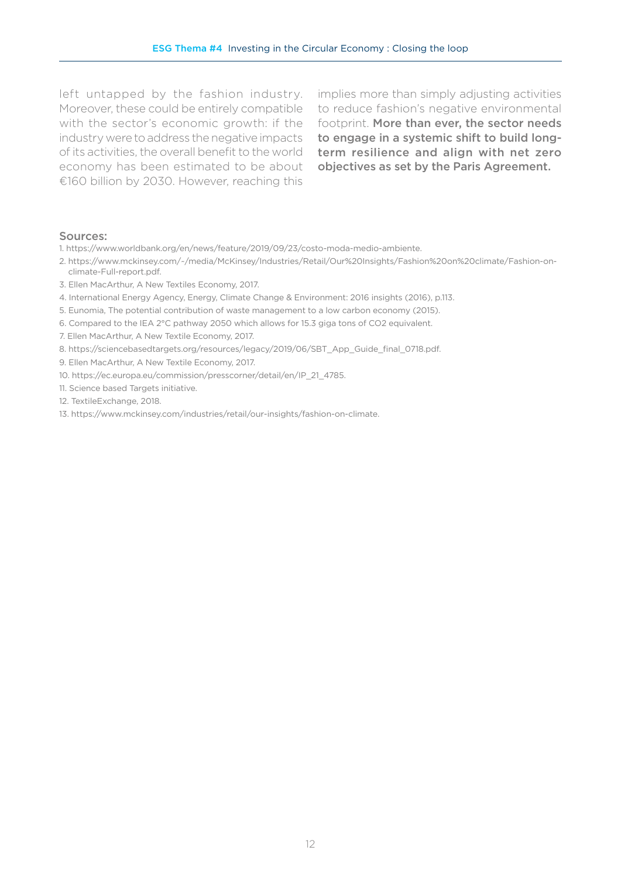left untapped by the fashion industry. Moreover, these could be entirely compatible with the sector's economic growth: if the industry were to address the negative impacts of its activities, the overall benefit to the world economy has been estimated to be about €160 billion by 2030. However, reaching this implies more than simply adjusting activities to reduce fashion's negative environmental footprint. **More than ever, the sector needs to engage in a systemic shift to build long-term resilience and align with net zero objectives as set by the Paris Agreement.**

## Sources:

1. https://www.worldbank.org/en/news/feature/2019/09/23/costo-moda-medio-ambiente.
2. https://www.mckinsey.com/-/media/McKinsey/Industries/Retail/Our%20Insights/Fashion%20on%20climate/Fashion-on-climate-Full-report.pdf.
3. Ellen MacArthur, A New Textiles Economy, 2017.
4. International Energy Agency, Energy, Climate Change & Environment: 2016 insights (2016), p.113.
5. Eunomia, The potential contribution of waste management to a low carbon economy (2015).
6. Compared to the IEA 2°C pathway 2050 which allows for 15.3 giga tons of CO2 equivalent.
7. Ellen MacArthur, A New Textile Economy, 2017.
8. https://sciencebasedtargets.org/resources/legacy/2019/06/SBT_App_Guide_final_0718.pdf.
9. Ellen MacArthur, A New Textile Economy, 2017.
10. https://ec.europa.eu/commission/presscorner/detail/en/IP_21_4785.
11. Science based Targets initiative.
12. TextileExchange, 2018.
13. https://www.mckinsey.com/industries/retail/our-insights/fashion-on-climate.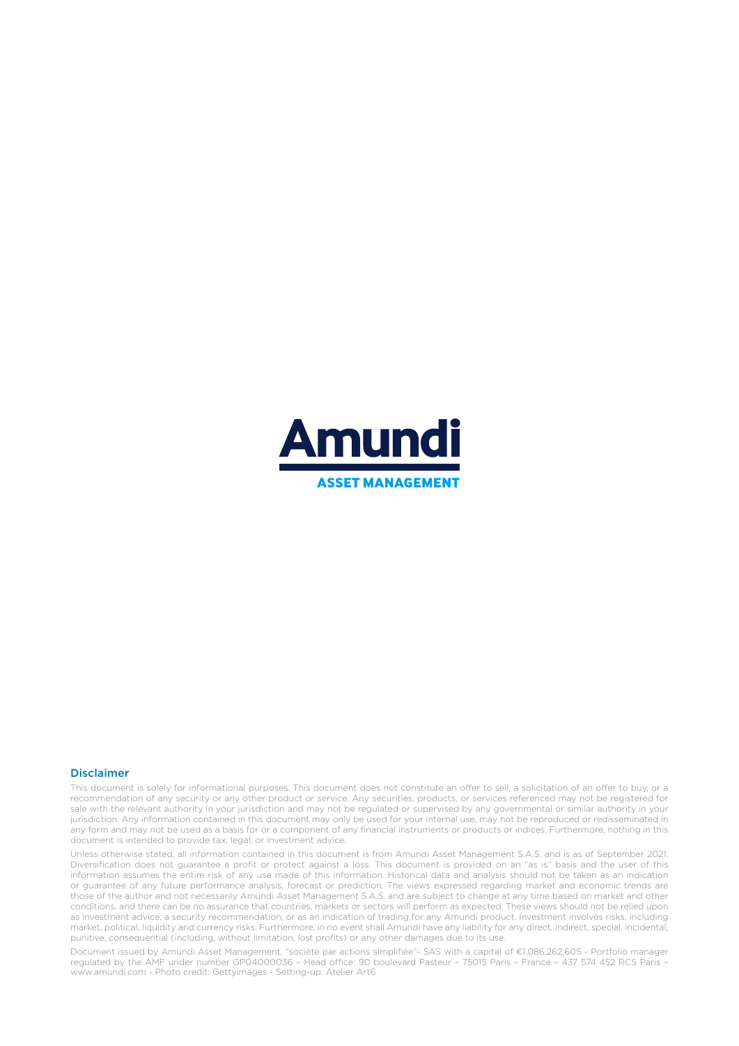Amundi

ASSET MANAGEMENT

## Disclaimer

This document is solely for informational purposes. This document does not constitute an offer to sell, a solicitation of an offer to buy, or a recommendation of any security or any other product or service. Any securities, products, or services referenced may not be registered for sale with the relevant authority in your jurisdiction and may not be regulated or supervised by any governmental or similar authority in your jurisdiction. Any information contained in this document may only be used for your internal use, may not be reproduced or redisseminated in any form and may not be used as a basis for or a component of any financial instruments or products or indices. Furthermore, nothing in this document is intended to provide tax, legal, or investment advice.

Unless otherwise stated, all information contained in this document is from Amundi Asset Management S.A.S. and is as of September 2021. Diversification does not guarantee a profit or protect against a loss. This document is provided on an "as is" basis and the user of this information assumes the entire risk of any use made of this information. Historical data and analysis should not be taken as an indication or guarantee of any future performance analysis, forecast or prediction. The views expressed regarding market and economic trends are those of the author and not necessarily Amundi Asset Management S.A.S. and are subject to change at any time based on market and other conditions, and there can be no assurance that countries, markets or sectors will perform as expected. These views should not be relied upon as investment advice, a security recommendation, or as an indication of trading for any Amundi product. Investment involves risks, including market, political, liquidity and currency risks. Furthermore, in no event shall Amundi have any liability for any direct, indirect, special, incidental, punitive, consequential (including, without limitation, lost profits) or any other damages due to its use.

Document issued by Amundi Asset Management, "société par actions simplifiée"- SAS with a capital of €1,086,262,605 - Portfolio manager regulated by the AMF under number GP04000036 – Head office: 90 boulevard Pasteur – 75015 Paris – France – 437 574 452 RCS Paris – www.amundi.com - Photo credit: Gettyimages - Setting-up: Atelier Art6